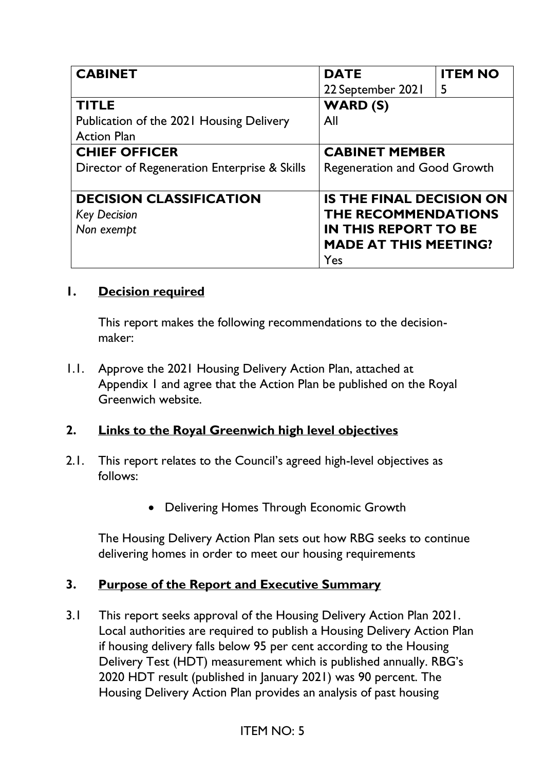| CABINET | DATE | ITEM NO |
|---|---|---|
| | 22 September 2021 | 5 |
| **TITLE**<br>Publication of the 2021 Housing Delivery Action Plan | **WARD (S)**<br>All | |
| **CHIEF OFFICER**<br>Director of Regeneration Enterprise & Skills | **CABINET MEMBER**<br>Regeneration and Good Growth | |
| **DECISION CLASSIFICATION**<br>*Key Decision*<br>*Non exempt* | **IS THE FINAL DECISION ON THE RECOMMENDATIONS IN THIS REPORT TO BE MADE AT THIS MEETING?**<br>Yes | |

## 1. Decision required

This report makes the following recommendations to the decision-maker:

1.1. Approve the 2021 Housing Delivery Action Plan, attached at Appendix 1 and agree that the Action Plan be published on the Royal Greenwich website.

## 2. Links to the Royal Greenwich high level objectives

2.1. This report relates to the Council's agreed high-level objectives as follows:

- Delivering Homes Through Economic Growth

The Housing Delivery Action Plan sets out how RBG seeks to continue delivering homes in order to meet our housing requirements

## 3. Purpose of the Report and Executive Summary

3.1 This report seeks approval of the Housing Delivery Action Plan 2021. Local authorities are required to publish a Housing Delivery Action Plan if housing delivery falls below 95 per cent according to the Housing Delivery Test (HDT) measurement which is published annually. RBG's 2020 HDT result (published in January 2021) was 90 percent. The Housing Delivery Action Plan provides an analysis of past housing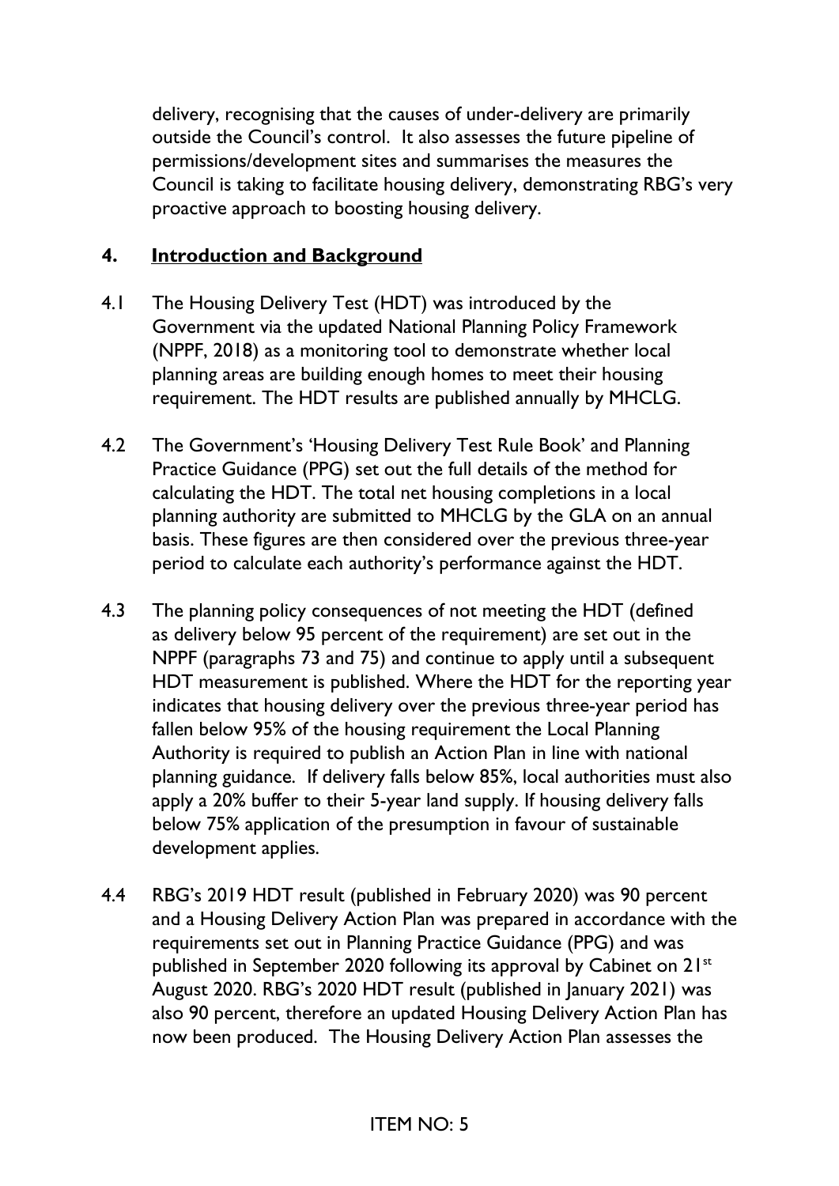delivery, recognising that the causes of under-delivery are primarily outside the Council's control. It also assesses the future pipeline of permissions/development sites and summarises the measures the Council is taking to facilitate housing delivery, demonstrating RBG's very proactive approach to boosting housing delivery.

## 4. **Introduction and Background**

4.1 The Housing Delivery Test (HDT) was introduced by the Government via the updated National Planning Policy Framework (NPPF, 2018) as a monitoring tool to demonstrate whether local planning areas are building enough homes to meet their housing requirement. The HDT results are published annually by MHCLG.

4.2 The Government's 'Housing Delivery Test Rule Book' and Planning Practice Guidance (PPG) set out the full details of the method for calculating the HDT. The total net housing completions in a local planning authority are submitted to MHCLG by the GLA on an annual basis. These figures are then considered over the previous three-year period to calculate each authority's performance against the HDT.

4.3 The planning policy consequences of not meeting the HDT (defined as delivery below 95 percent of the requirement) are set out in the NPPF (paragraphs 73 and 75) and continue to apply until a subsequent HDT measurement is published. Where the HDT for the reporting year indicates that housing delivery over the previous three-year period has fallen below 95% of the housing requirement the Local Planning Authority is required to publish an Action Plan in line with national planning guidance. If delivery falls below 85%, local authorities must also apply a 20% buffer to their 5-year land supply. If housing delivery falls below 75% application of the presumption in favour of sustainable development applies.

4.4 RBG's 2019 HDT result (published in February 2020) was 90 percent and a Housing Delivery Action Plan was prepared in accordance with the requirements set out in Planning Practice Guidance (PPG) and was published in September 2020 following its approval by Cabinet on 21st August 2020. RBG's 2020 HDT result (published in January 2021) was also 90 percent, therefore an updated Housing Delivery Action Plan has now been produced. The Housing Delivery Action Plan assesses the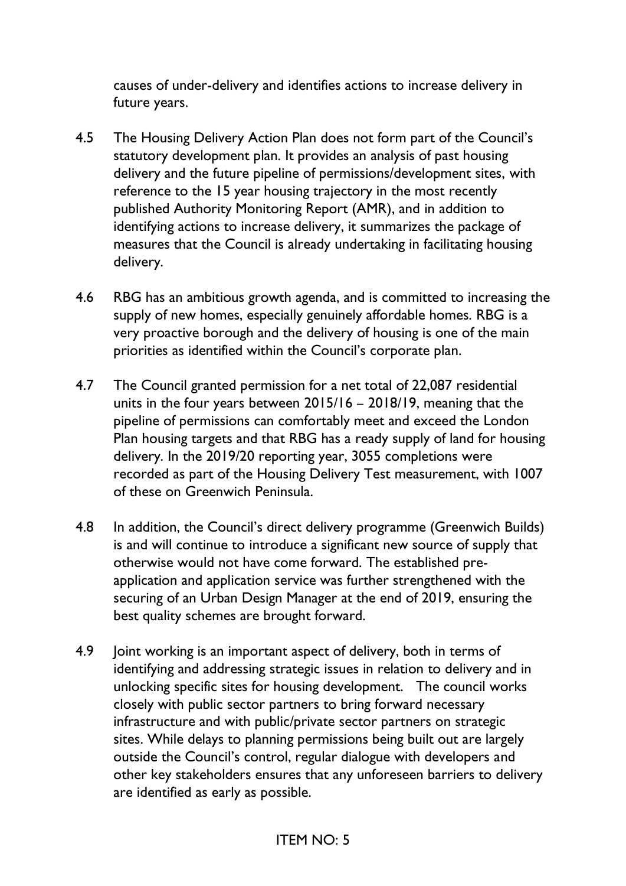causes of under-delivery and identifies actions to increase delivery in future years.

4.5 The Housing Delivery Action Plan does not form part of the Council's statutory development plan. It provides an analysis of past housing delivery and the future pipeline of permissions/development sites, with reference to the 15 year housing trajectory in the most recently published Authority Monitoring Report (AMR), and in addition to identifying actions to increase delivery, it summarizes the package of measures that the Council is already undertaking in facilitating housing delivery.

4.6 RBG has an ambitious growth agenda, and is committed to increasing the supply of new homes, especially genuinely affordable homes. RBG is a very proactive borough and the delivery of housing is one of the main priorities as identified within the Council's corporate plan.

4.7 The Council granted permission for a net total of 22,087 residential units in the four years between 2015/16 – 2018/19, meaning that the pipeline of permissions can comfortably meet and exceed the London Plan housing targets and that RBG has a ready supply of land for housing delivery. In the 2019/20 reporting year, 3055 completions were recorded as part of the Housing Delivery Test measurement, with 1007 of these on Greenwich Peninsula.

4.8 In addition, the Council's direct delivery programme (Greenwich Builds) is and will continue to introduce a significant new source of supply that otherwise would not have come forward. The established pre-application and application service was further strengthened with the securing of an Urban Design Manager at the end of 2019, ensuring the best quality schemes are brought forward.

4.9 Joint working is an important aspect of delivery, both in terms of identifying and addressing strategic issues in relation to delivery and in unlocking specific sites for housing development. The council works closely with public sector partners to bring forward necessary infrastructure and with public/private sector partners on strategic sites. While delays to planning permissions being built out are largely outside the Council's control, regular dialogue with developers and other key stakeholders ensures that any unforeseen barriers to delivery are identified as early as possible.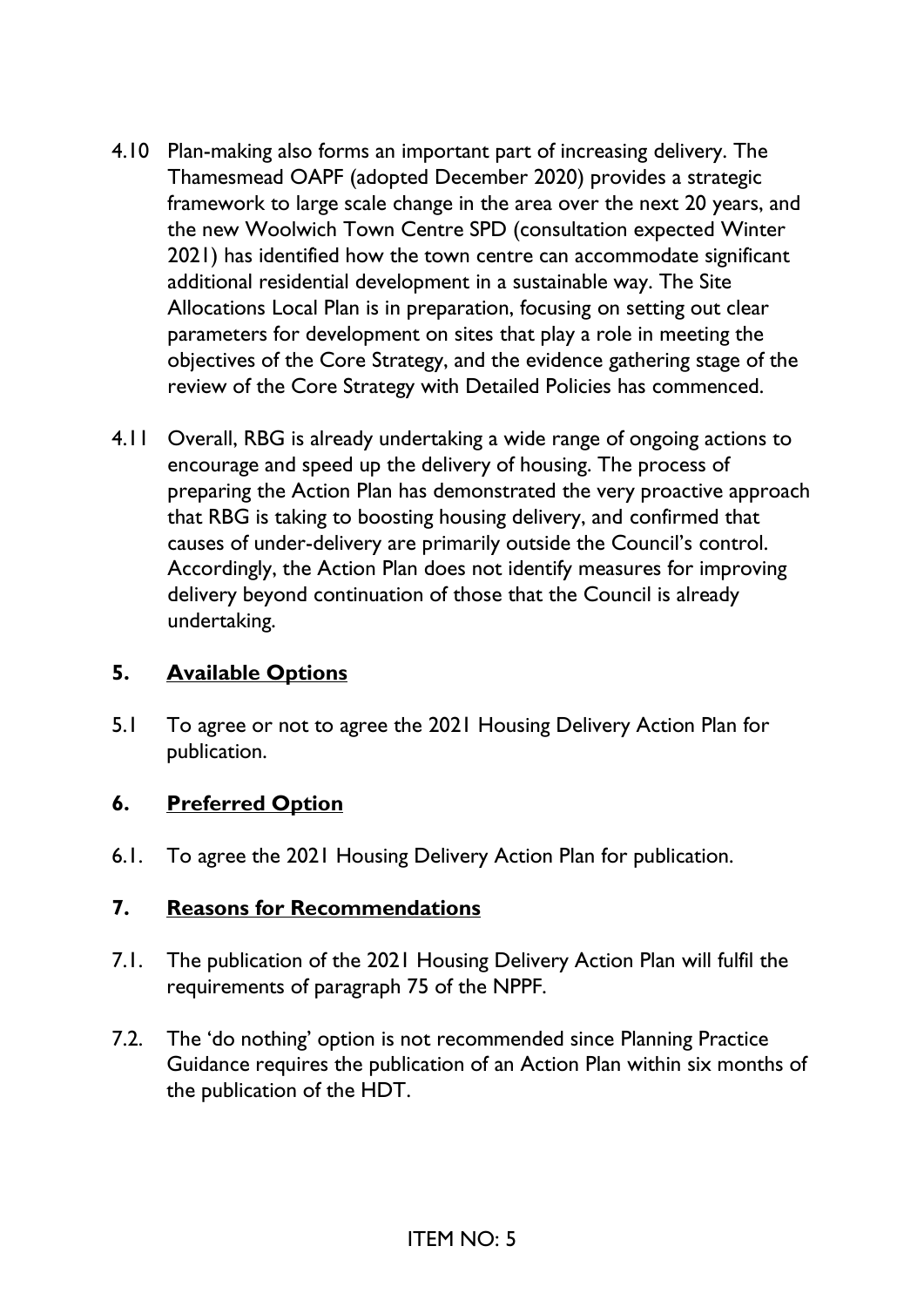4.10 Plan-making also forms an important part of increasing delivery. The Thamesmead OAPF (adopted December 2020) provides a strategic framework to large scale change in the area over the next 20 years, and the new Woolwich Town Centre SPD (consultation expected Winter 2021) has identified how the town centre can accommodate significant additional residential development in a sustainable way. The Site Allocations Local Plan is in preparation, focusing on setting out clear parameters for development on sites that play a role in meeting the objectives of the Core Strategy, and the evidence gathering stage of the review of the Core Strategy with Detailed Policies has commenced.

4.11 Overall, RBG is already undertaking a wide range of ongoing actions to encourage and speed up the delivery of housing. The process of preparing the Action Plan has demonstrated the very proactive approach that RBG is taking to boosting housing delivery, and confirmed that causes of under-delivery are primarily outside the Council's control. Accordingly, the Action Plan does not identify measures for improving delivery beyond continuation of those that the Council is already undertaking.

## 5. Available Options

5.1 To agree or not to agree the 2021 Housing Delivery Action Plan for publication.

## 6. Preferred Option

6.1. To agree the 2021 Housing Delivery Action Plan for publication.

## 7. Reasons for Recommendations

7.1. The publication of the 2021 Housing Delivery Action Plan will fulfil the requirements of paragraph 75 of the NPPF.

7.2. The 'do nothing' option is not recommended since Planning Practice Guidance requires the publication of an Action Plan within six months of the publication of the HDT.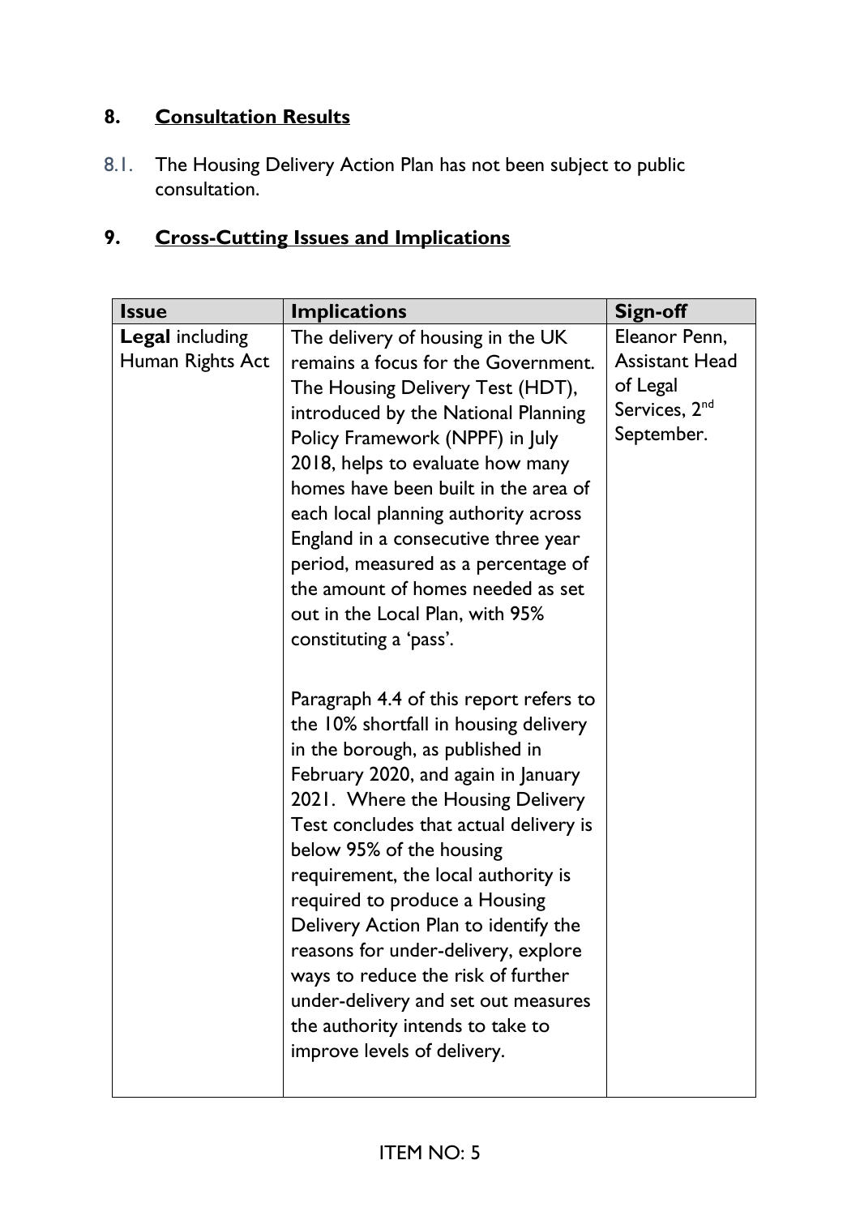## 8. **Consultation Results**

8.1. The Housing Delivery Action Plan has not been subject to public consultation.

## 9. **Cross-Cutting Issues and Implications**

| **Issue** | **Implications** | **Sign-off** |
|---|---|---|
| **Legal** including Human Rights Act | The delivery of housing in the UK remains a focus for the Government. The Housing Delivery Test (HDT), introduced by the National Planning Policy Framework (NPPF) in July 2018, helps to evaluate how many homes have been built in the area of each local planning authority across England in a consecutive three year period, measured as a percentage of the amount of homes needed as set out in the Local Plan, with 95% constituting a 'pass'.<br><br>Paragraph 4.4 of this report refers to the 10% shortfall in housing delivery in the borough, as published in February 2020, and again in January 2021. Where the Housing Delivery Test concludes that actual delivery is below 95% of the housing requirement, the local authority is required to produce a Housing Delivery Action Plan to identify the reasons for under-delivery, explore ways to reduce the risk of further under-delivery and set out measures the authority intends to take to improve levels of delivery. | Eleanor Penn, Assistant Head of Legal Services, 2nd September. |

ITEM NO: 5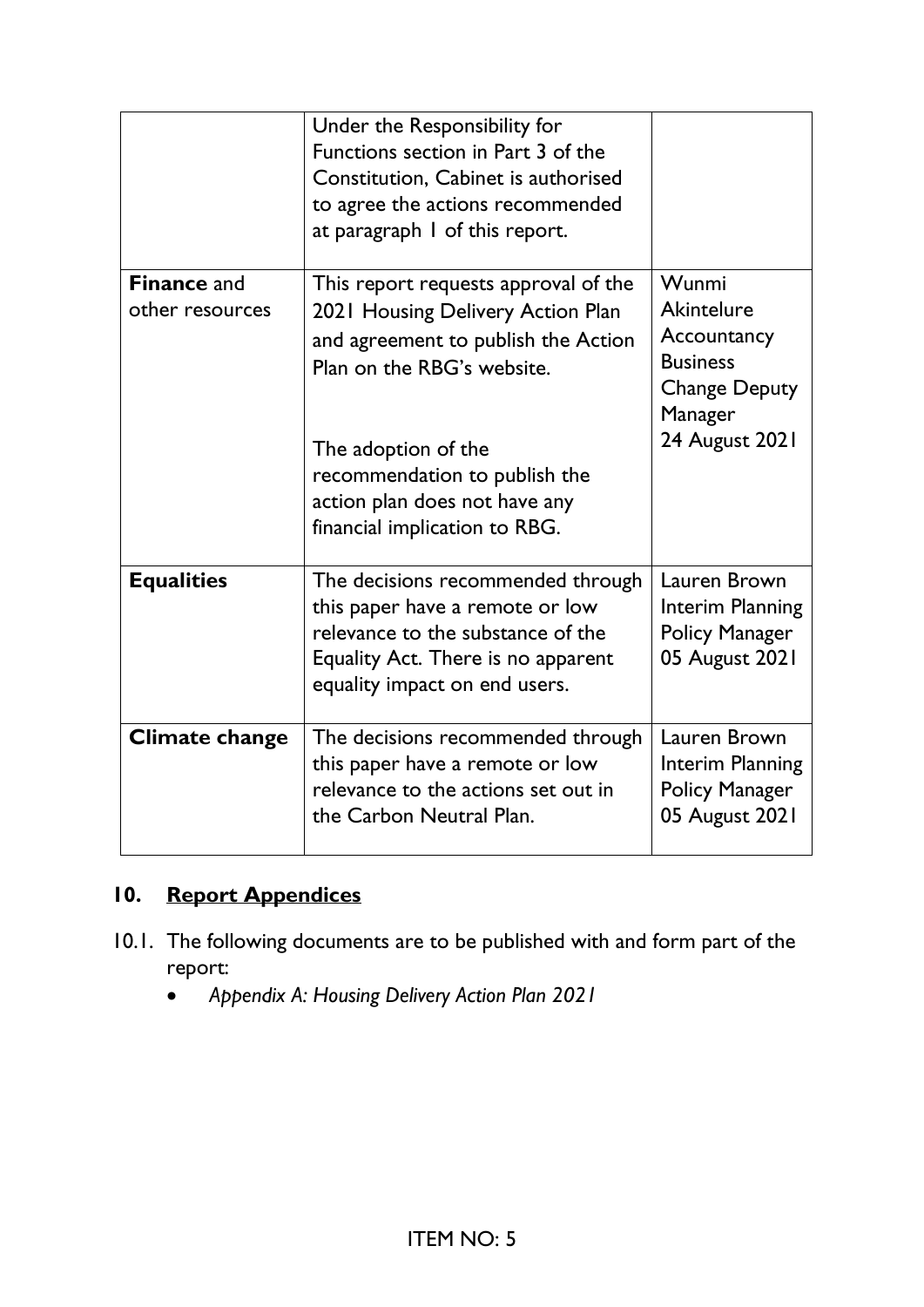| | | |
|---|---|---|
| | Under the Responsibility for Functions section in Part 3 of the Constitution, Cabinet is authorised to agree the actions recommended at paragraph 1 of this report. | |
| **Finance** and other resources | This report requests approval of the 2021 Housing Delivery Action Plan and agreement to publish the Action Plan on the RBG's website.<br><br>The adoption of the recommendation to publish the action plan does not have any financial implication to RBG. | Wunmi Akintelure Accountancy Business Change Deputy Manager<br>24 August 2021 |
| **Equalities** | The decisions recommended through this paper have a remote or low relevance to the substance of the Equality Act. There is no apparent equality impact on end users. | Lauren Brown Interim Planning Policy Manager 05 August 2021 |
| **Climate change** | The decisions recommended through this paper have a remote or low relevance to the actions set out in the Carbon Neutral Plan. | Lauren Brown Interim Planning Policy Manager 05 August 2021 |

## 10. Report Appendices

10.1. The following documents are to be published with and form part of the report:

- *Appendix A: Housing Delivery Action Plan 2021*

ITEM NO: 5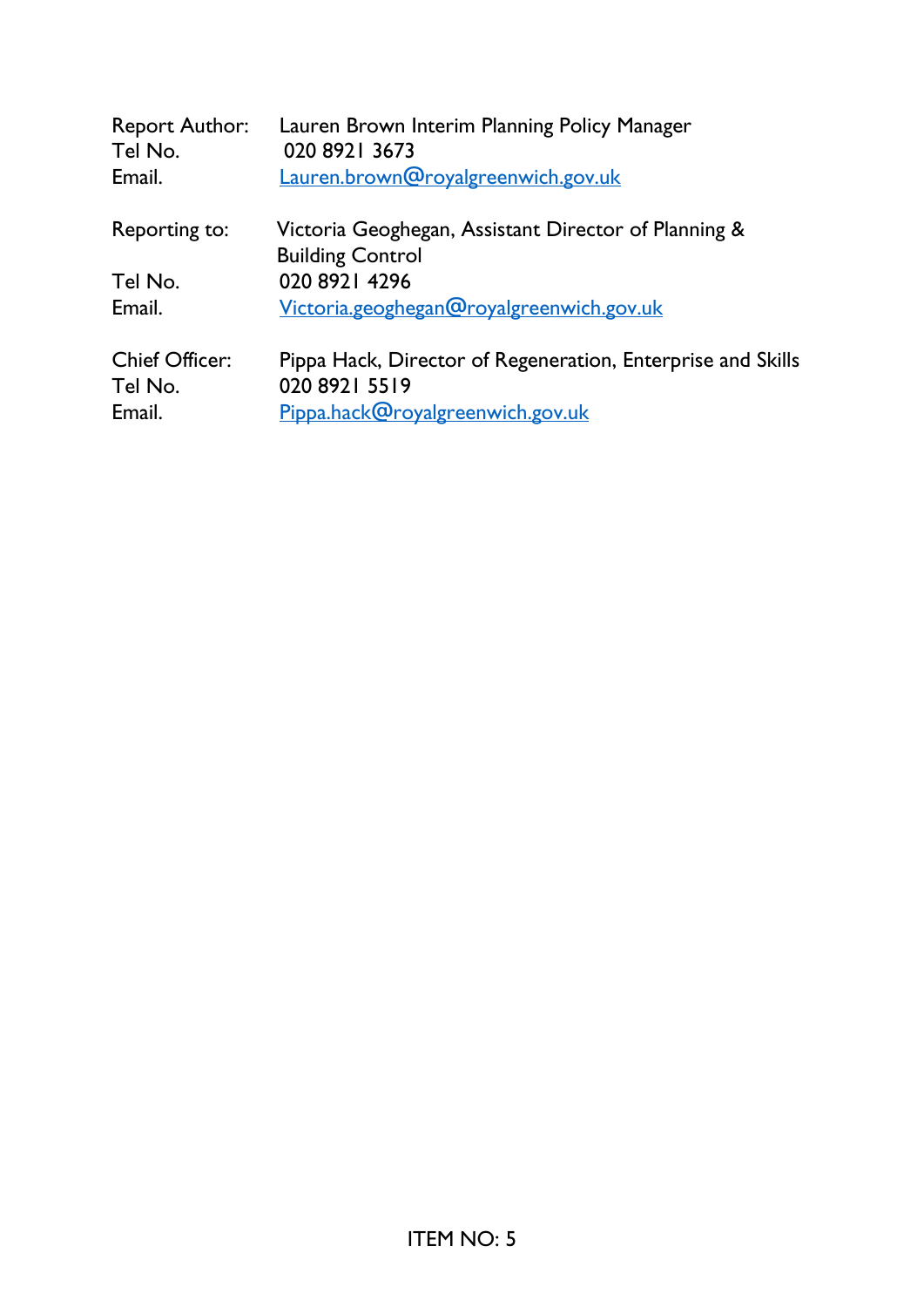| | |
|---|---|
| Report Author: | Lauren Brown Interim Planning Policy Manager |
| Tel No. | 020 8921 3673 |
| Email. | Lauren.brown@royalgreenwich.gov.uk |
| | |
| Reporting to: | Victoria Geoghegan, Assistant Director of Planning & Building Control |
| Tel No. | 020 8921 4296 |
| Email. | Victoria.geoghegan@royalgreenwich.gov.uk |
| | |
| Chief Officer: | Pippa Hack, Director of Regeneration, Enterprise and Skills |
| Tel No. | 020 8921 5519 |
| Email. | Pippa.hack@royalgreenwich.gov.uk |

ITEM NO: 5